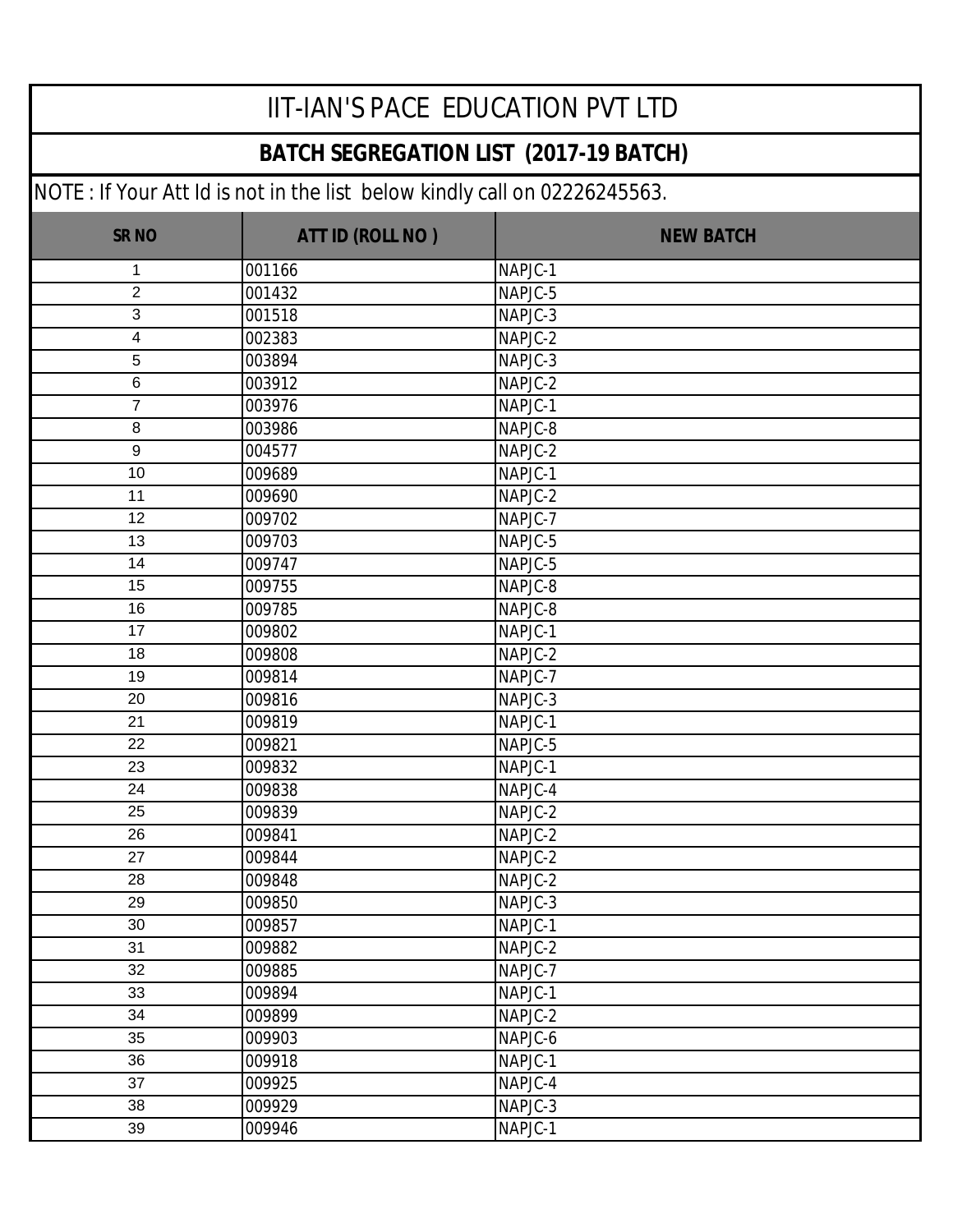# IIT-IAN'S PACE EDUCATION PVT LTD

## BATCH SEGREGATION LIST (2017-19 BATCH)

NOTE : If Your Att Id is not in the list below kindly call on 02226245563.

| SR NO | ATT ID (ROLL NO ) | NEW BATCH |
|---|---|---|
| 1 | 001166 | NAPJC-1 |
| 2 | 001432 | NAPJC-5 |
| 3 | 001518 | NAPJC-3 |
| 4 | 002383 | NAPJC-2 |
| 5 | 003894 | NAPJC-3 |
| 6 | 003912 | NAPJC-2 |
| 7 | 003976 | NAPJC-1 |
| 8 | 003986 | NAPJC-8 |
| 9 | 004577 | NAPJC-2 |
| 10 | 009689 | NAPJC-1 |
| 11 | 009690 | NAPJC-2 |
| 12 | 009702 | NAPJC-7 |
| 13 | 009703 | NAPJC-5 |
| 14 | 009747 | NAPJC-5 |
| 15 | 009755 | NAPJC-8 |
| 16 | 009785 | NAPJC-8 |
| 17 | 009802 | NAPJC-1 |
| 18 | 009808 | NAPJC-2 |
| 19 | 009814 | NAPJC-7 |
| 20 | 009816 | NAPJC-3 |
| 21 | 009819 | NAPJC-1 |
| 22 | 009821 | NAPJC-5 |
| 23 | 009832 | NAPJC-1 |
| 24 | 009838 | NAPJC-4 |
| 25 | 009839 | NAPJC-2 |
| 26 | 009841 | NAPJC-2 |
| 27 | 009844 | NAPJC-2 |
| 28 | 009848 | NAPJC-2 |
| 29 | 009850 | NAPJC-3 |
| 30 | 009857 | NAPJC-1 |
| 31 | 009882 | NAPJC-2 |
| 32 | 009885 | NAPJC-7 |
| 33 | 009894 | NAPJC-1 |
| 34 | 009899 | NAPJC-2 |
| 35 | 009903 | NAPJC-6 |
| 36 | 009918 | NAPJC-1 |
| 37 | 009925 | NAPJC-4 |
| 38 | 009929 | NAPJC-3 |
| 39 | 009946 | NAPJC-1 |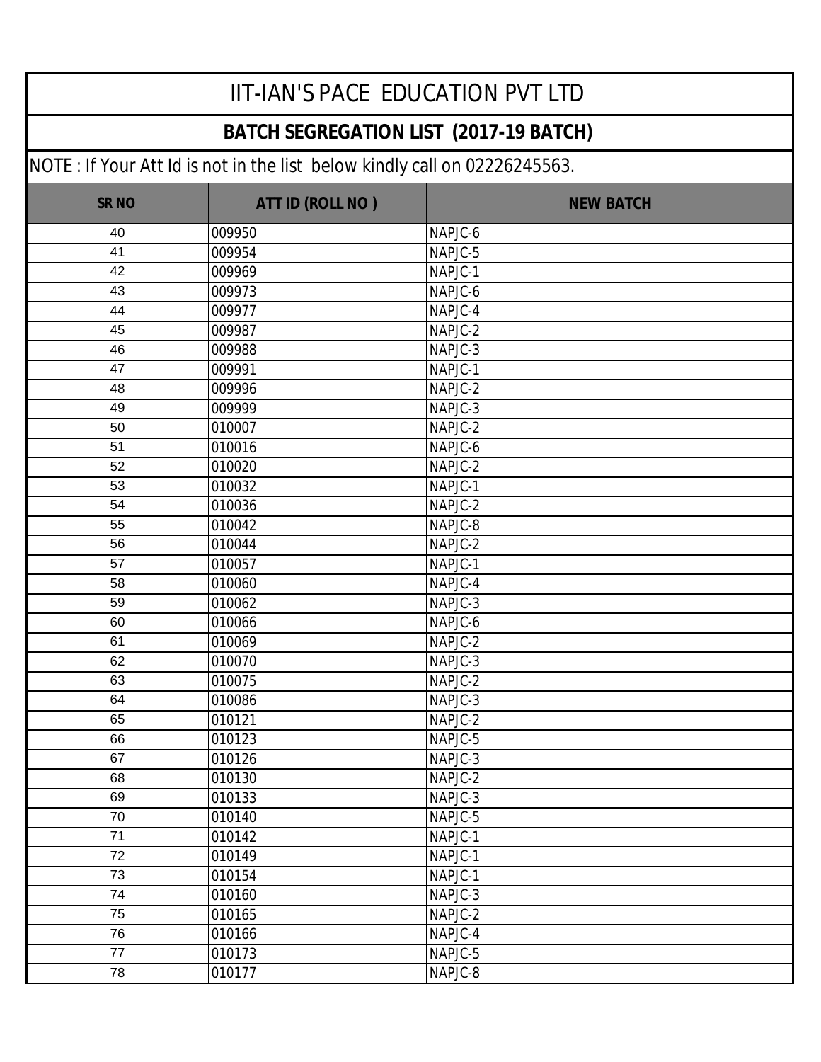# IIT-IAN'S PACE EDUCATION PVT LTD

## BATCH SEGREGATION LIST (2017-19 BATCH)

NOTE : If Your Att Id is not in the list below kindly call on 02226245563.

| SR NO | ATT ID (ROLL NO ) | NEW BATCH |
|---|---|---|
| 40 | 009950 | NAPJC-6 |
| 41 | 009954 | NAPJC-5 |
| 42 | 009969 | NAPJC-1 |
| 43 | 009973 | NAPJC-6 |
| 44 | 009977 | NAPJC-4 |
| 45 | 009987 | NAPJC-2 |
| 46 | 009988 | NAPJC-3 |
| 47 | 009991 | NAPJC-1 |
| 48 | 009996 | NAPJC-2 |
| 49 | 009999 | NAPJC-3 |
| 50 | 010007 | NAPJC-2 |
| 51 | 010016 | NAPJC-6 |
| 52 | 010020 | NAPJC-2 |
| 53 | 010032 | NAPJC-1 |
| 54 | 010036 | NAPJC-2 |
| 55 | 010042 | NAPJC-8 |
| 56 | 010044 | NAPJC-2 |
| 57 | 010057 | NAPJC-1 |
| 58 | 010060 | NAPJC-4 |
| 59 | 010062 | NAPJC-3 |
| 60 | 010066 | NAPJC-6 |
| 61 | 010069 | NAPJC-2 |
| 62 | 010070 | NAPJC-3 |
| 63 | 010075 | NAPJC-2 |
| 64 | 010086 | NAPJC-3 |
| 65 | 010121 | NAPJC-2 |
| 66 | 010123 | NAPJC-5 |
| 67 | 010126 | NAPJC-3 |
| 68 | 010130 | NAPJC-2 |
| 69 | 010133 | NAPJC-3 |
| 70 | 010140 | NAPJC-5 |
| 71 | 010142 | NAPJC-1 |
| 72 | 010149 | NAPJC-1 |
| 73 | 010154 | NAPJC-1 |
| 74 | 010160 | NAPJC-3 |
| 75 | 010165 | NAPJC-2 |
| 76 | 010166 | NAPJC-4 |
| 77 | 010173 | NAPJC-5 |
| 78 | 010177 | NAPJC-8 |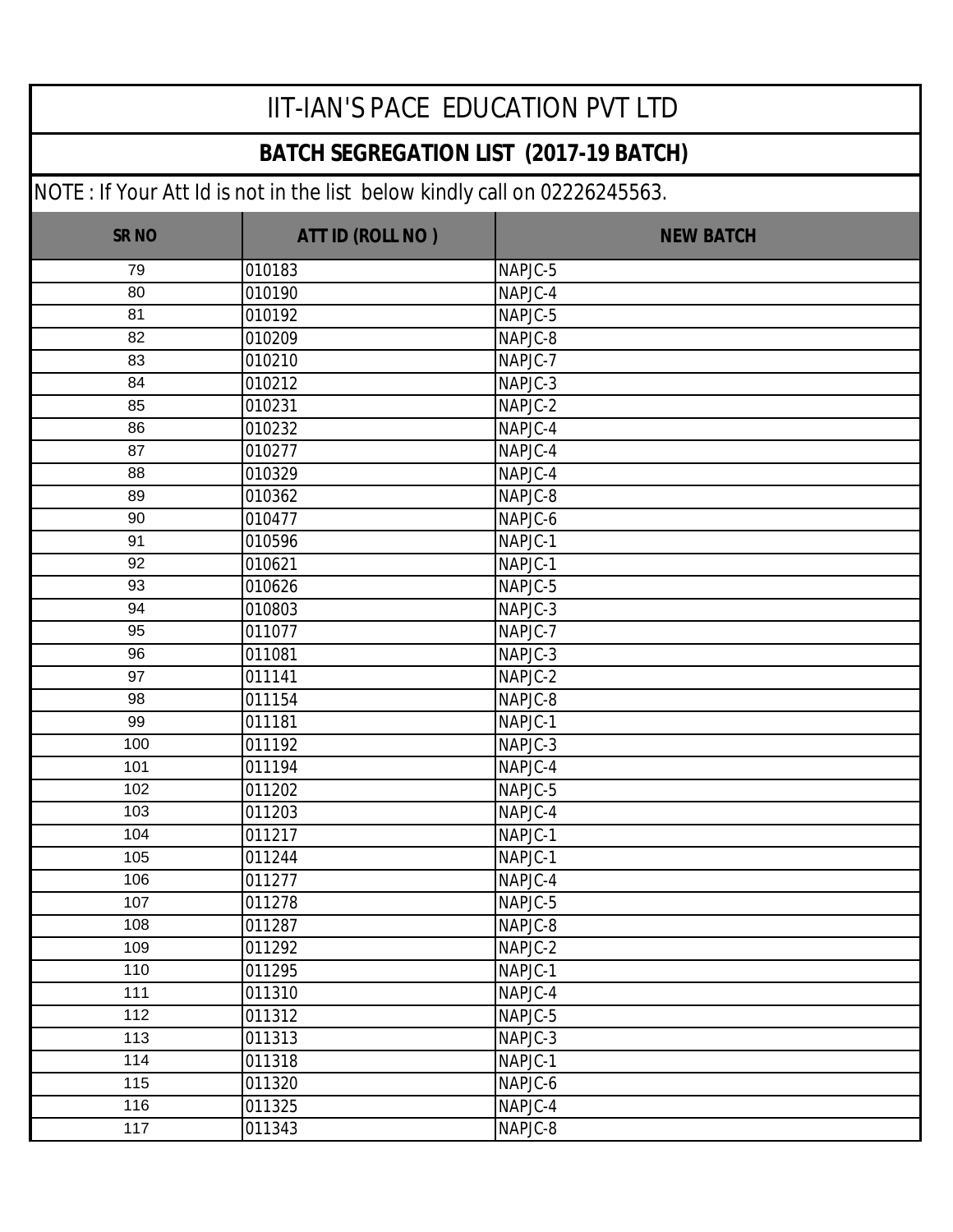# IIT-IAN'S PACE EDUCATION PVT LTD

## BATCH SEGREGATION LIST (2017-19 BATCH)

NOTE : If Your Att Id is not in the list below kindly call on 02226245563.

| SR NO | ATT ID (ROLL NO ) | NEW BATCH |
|---|---|---|
| 79 | 010183 | NAPJC-5 |
| 80 | 010190 | NAPJC-4 |
| 81 | 010192 | NAPJC-5 |
| 82 | 010209 | NAPJC-8 |
| 83 | 010210 | NAPJC-7 |
| 84 | 010212 | NAPJC-3 |
| 85 | 010231 | NAPJC-2 |
| 86 | 010232 | NAPJC-4 |
| 87 | 010277 | NAPJC-4 |
| 88 | 010329 | NAPJC-4 |
| 89 | 010362 | NAPJC-8 |
| 90 | 010477 | NAPJC-6 |
| 91 | 010596 | NAPJC-1 |
| 92 | 010621 | NAPJC-1 |
| 93 | 010626 | NAPJC-5 |
| 94 | 010803 | NAPJC-3 |
| 95 | 011077 | NAPJC-7 |
| 96 | 011081 | NAPJC-3 |
| 97 | 011141 | NAPJC-2 |
| 98 | 011154 | NAPJC-8 |
| 99 | 011181 | NAPJC-1 |
| 100 | 011192 | NAPJC-3 |
| 101 | 011194 | NAPJC-4 |
| 102 | 011202 | NAPJC-5 |
| 103 | 011203 | NAPJC-4 |
| 104 | 011217 | NAPJC-1 |
| 105 | 011244 | NAPJC-1 |
| 106 | 011277 | NAPJC-4 |
| 107 | 011278 | NAPJC-5 |
| 108 | 011287 | NAPJC-8 |
| 109 | 011292 | NAPJC-2 |
| 110 | 011295 | NAPJC-1 |
| 111 | 011310 | NAPJC-4 |
| 112 | 011312 | NAPJC-5 |
| 113 | 011313 | NAPJC-3 |
| 114 | 011318 | NAPJC-1 |
| 115 | 011320 | NAPJC-6 |
| 116 | 011325 | NAPJC-4 |
| 117 | 011343 | NAPJC-8 |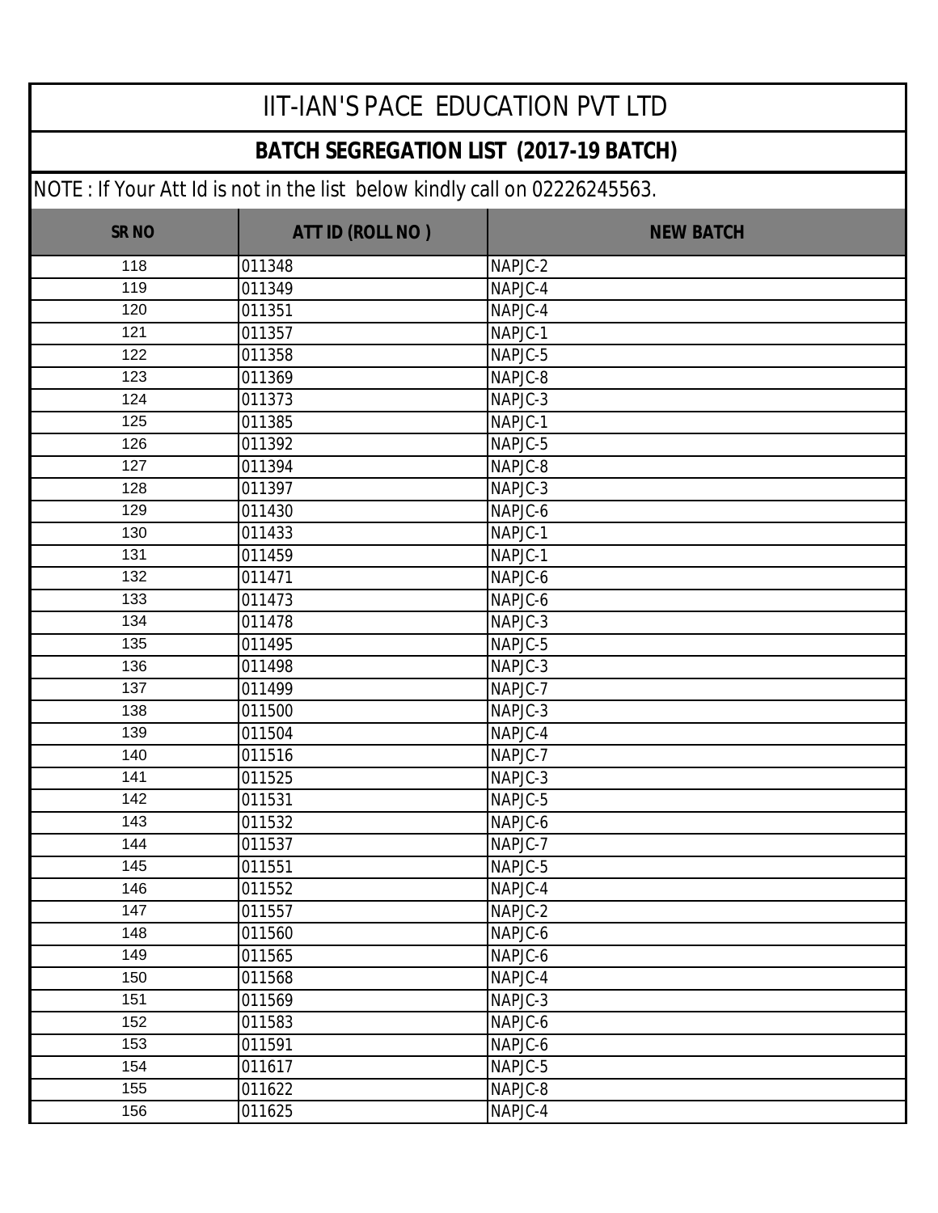# IIT-IAN'S PACE EDUCATION PVT LTD

## BATCH SEGREGATION LIST (2017-19 BATCH)

NOTE : If Your Att Id is not in the list below kindly call on 02226245563.

| SR NO | ATT ID (ROLL NO ) | NEW BATCH |
|---|---|---|
| 118 | 011348 | NAPJC-2 |
| 119 | 011349 | NAPJC-4 |
| 120 | 011351 | NAPJC-4 |
| 121 | 011357 | NAPJC-1 |
| 122 | 011358 | NAPJC-5 |
| 123 | 011369 | NAPJC-8 |
| 124 | 011373 | NAPJC-3 |
| 125 | 011385 | NAPJC-1 |
| 126 | 011392 | NAPJC-5 |
| 127 | 011394 | NAPJC-8 |
| 128 | 011397 | NAPJC-3 |
| 129 | 011430 | NAPJC-6 |
| 130 | 011433 | NAPJC-1 |
| 131 | 011459 | NAPJC-1 |
| 132 | 011471 | NAPJC-6 |
| 133 | 011473 | NAPJC-6 |
| 134 | 011478 | NAPJC-3 |
| 135 | 011495 | NAPJC-5 |
| 136 | 011498 | NAPJC-3 |
| 137 | 011499 | NAPJC-7 |
| 138 | 011500 | NAPJC-3 |
| 139 | 011504 | NAPJC-4 |
| 140 | 011516 | NAPJC-7 |
| 141 | 011525 | NAPJC-3 |
| 142 | 011531 | NAPJC-5 |
| 143 | 011532 | NAPJC-6 |
| 144 | 011537 | NAPJC-7 |
| 145 | 011551 | NAPJC-5 |
| 146 | 011552 | NAPJC-4 |
| 147 | 011557 | NAPJC-2 |
| 148 | 011560 | NAPJC-6 |
| 149 | 011565 | NAPJC-6 |
| 150 | 011568 | NAPJC-4 |
| 151 | 011569 | NAPJC-3 |
| 152 | 011583 | NAPJC-6 |
| 153 | 011591 | NAPJC-6 |
| 154 | 011617 | NAPJC-5 |
| 155 | 011622 | NAPJC-8 |
| 156 | 011625 | NAPJC-4 |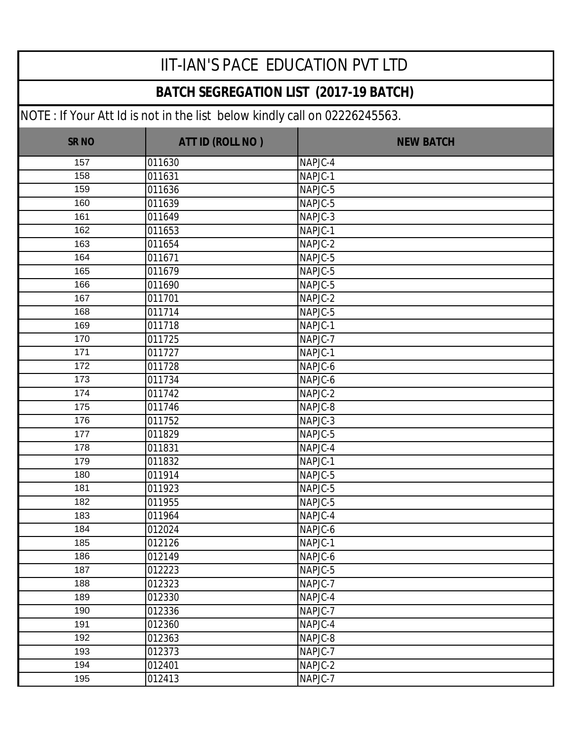# IIT-IAN'S PACE EDUCATION PVT LTD

## BATCH SEGREGATION LIST (2017-19 BATCH)

NOTE : If Your Att Id is not in the list below kindly call on 02226245563.

| SR NO | ATT ID (ROLL NO ) | NEW BATCH |
|---|---|---|
| 157 | 011630 | NAPJC-4 |
| 158 | 011631 | NAPJC-1 |
| 159 | 011636 | NAPJC-5 |
| 160 | 011639 | NAPJC-5 |
| 161 | 011649 | NAPJC-3 |
| 162 | 011653 | NAPJC-1 |
| 163 | 011654 | NAPJC-2 |
| 164 | 011671 | NAPJC-5 |
| 165 | 011679 | NAPJC-5 |
| 166 | 011690 | NAPJC-5 |
| 167 | 011701 | NAPJC-2 |
| 168 | 011714 | NAPJC-5 |
| 169 | 011718 | NAPJC-1 |
| 170 | 011725 | NAPJC-7 |
| 171 | 011727 | NAPJC-1 |
| 172 | 011728 | NAPJC-6 |
| 173 | 011734 | NAPJC-6 |
| 174 | 011742 | NAPJC-2 |
| 175 | 011746 | NAPJC-8 |
| 176 | 011752 | NAPJC-3 |
| 177 | 011829 | NAPJC-5 |
| 178 | 011831 | NAPJC-4 |
| 179 | 011832 | NAPJC-1 |
| 180 | 011914 | NAPJC-5 |
| 181 | 011923 | NAPJC-5 |
| 182 | 011955 | NAPJC-5 |
| 183 | 011964 | NAPJC-4 |
| 184 | 012024 | NAPJC-6 |
| 185 | 012126 | NAPJC-1 |
| 186 | 012149 | NAPJC-6 |
| 187 | 012223 | NAPJC-5 |
| 188 | 012323 | NAPJC-7 |
| 189 | 012330 | NAPJC-4 |
| 190 | 012336 | NAPJC-7 |
| 191 | 012360 | NAPJC-4 |
| 192 | 012363 | NAPJC-8 |
| 193 | 012373 | NAPJC-7 |
| 194 | 012401 | NAPJC-2 |
| 195 | 012413 | NAPJC-7 |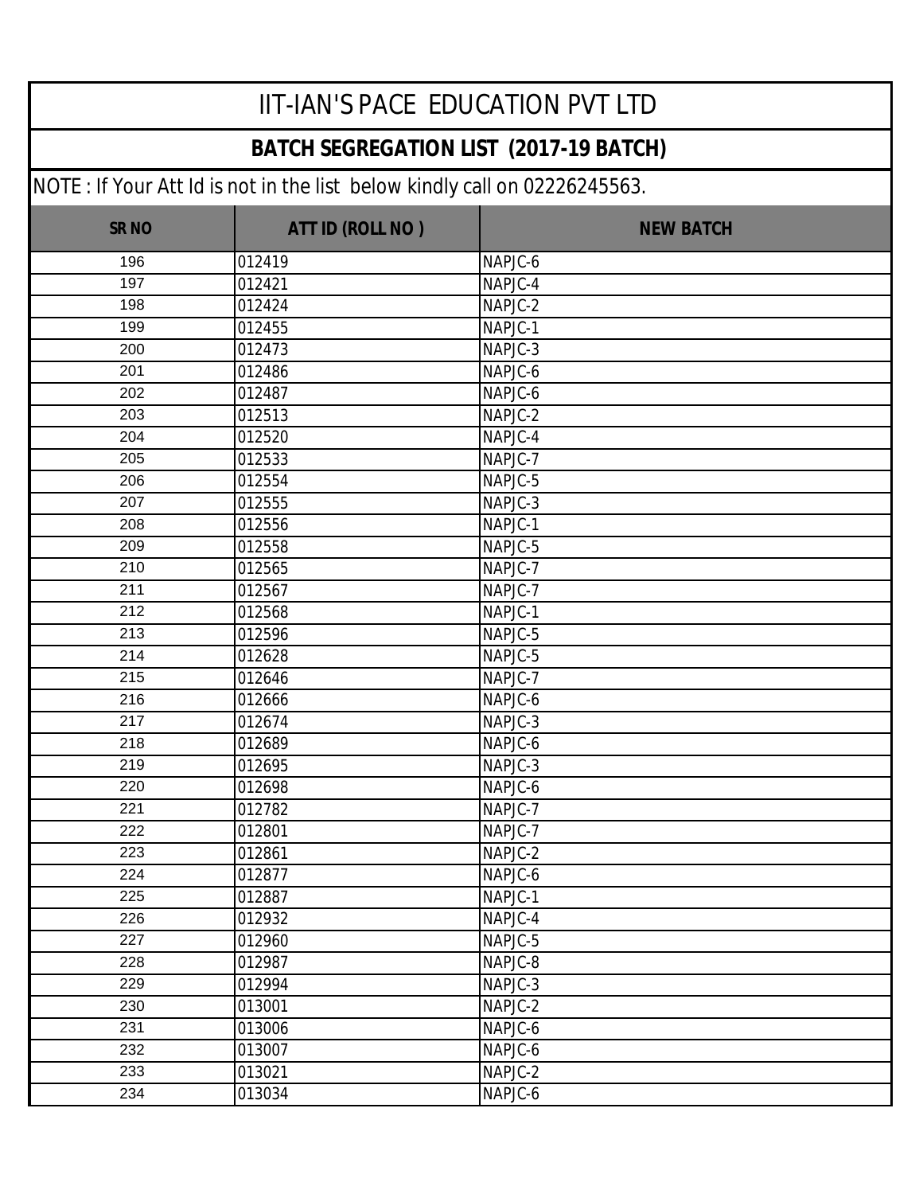# IIT-IAN'S PACE EDUCATION PVT LTD

## BATCH SEGREGATION LIST (2017-19 BATCH)

NOTE : If Your Att Id is not in the list below kindly call on 02226245563.

| SR NO | ATT ID (ROLL NO ) | NEW BATCH |
|---|---|---|
| 196 | 012419 | NAPJC-6 |
| 197 | 012421 | NAPJC-4 |
| 198 | 012424 | NAPJC-2 |
| 199 | 012455 | NAPJC-1 |
| 200 | 012473 | NAPJC-3 |
| 201 | 012486 | NAPJC-6 |
| 202 | 012487 | NAPJC-6 |
| 203 | 012513 | NAPJC-2 |
| 204 | 012520 | NAPJC-4 |
| 205 | 012533 | NAPJC-7 |
| 206 | 012554 | NAPJC-5 |
| 207 | 012555 | NAPJC-3 |
| 208 | 012556 | NAPJC-1 |
| 209 | 012558 | NAPJC-5 |
| 210 | 012565 | NAPJC-7 |
| 211 | 012567 | NAPJC-7 |
| 212 | 012568 | NAPJC-1 |
| 213 | 012596 | NAPJC-5 |
| 214 | 012628 | NAPJC-5 |
| 215 | 012646 | NAPJC-7 |
| 216 | 012666 | NAPJC-6 |
| 217 | 012674 | NAPJC-3 |
| 218 | 012689 | NAPJC-6 |
| 219 | 012695 | NAPJC-3 |
| 220 | 012698 | NAPJC-6 |
| 221 | 012782 | NAPJC-7 |
| 222 | 012801 | NAPJC-7 |
| 223 | 012861 | NAPJC-2 |
| 224 | 012877 | NAPJC-6 |
| 225 | 012887 | NAPJC-1 |
| 226 | 012932 | NAPJC-4 |
| 227 | 012960 | NAPJC-5 |
| 228 | 012987 | NAPJC-8 |
| 229 | 012994 | NAPJC-3 |
| 230 | 013001 | NAPJC-2 |
| 231 | 013006 | NAPJC-6 |
| 232 | 013007 | NAPJC-6 |
| 233 | 013021 | NAPJC-2 |
| 234 | 013034 | NAPJC-6 |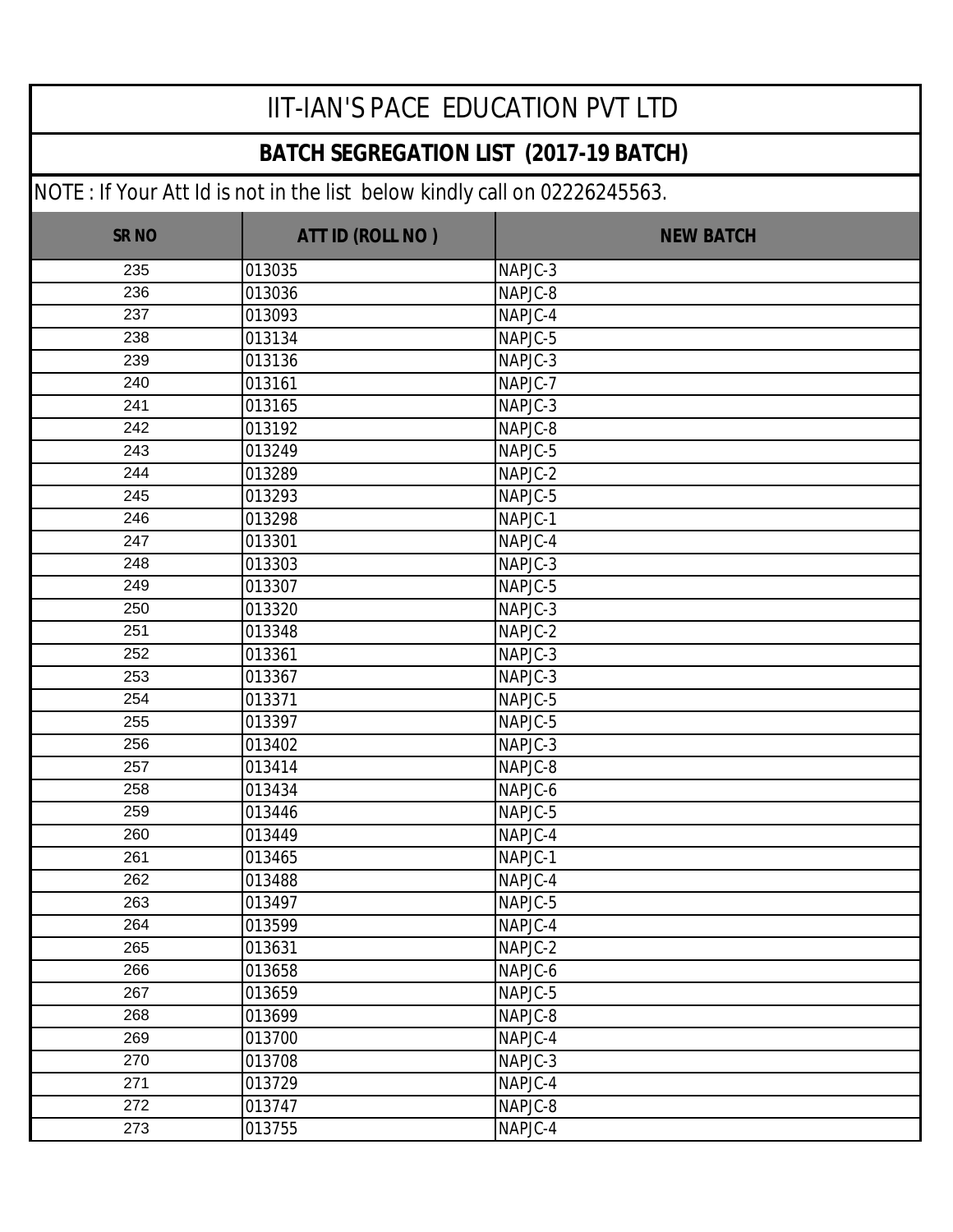# IIT-IAN'S PACE EDUCATION PVT LTD

## BATCH SEGREGATION LIST (2017-19 BATCH)

NOTE : If Your Att Id is not in the list below kindly call on 02226245563.

| SR NO | ATT ID (ROLL NO ) | NEW BATCH |
|---|---|---|
| 235 | 013035 | NAPJC-3 |
| 236 | 013036 | NAPJC-8 |
| 237 | 013093 | NAPJC-4 |
| 238 | 013134 | NAPJC-5 |
| 239 | 013136 | NAPJC-3 |
| 240 | 013161 | NAPJC-7 |
| 241 | 013165 | NAPJC-3 |
| 242 | 013192 | NAPJC-8 |
| 243 | 013249 | NAPJC-5 |
| 244 | 013289 | NAPJC-2 |
| 245 | 013293 | NAPJC-5 |
| 246 | 013298 | NAPJC-1 |
| 247 | 013301 | NAPJC-4 |
| 248 | 013303 | NAPJC-3 |
| 249 | 013307 | NAPJC-5 |
| 250 | 013320 | NAPJC-3 |
| 251 | 013348 | NAPJC-2 |
| 252 | 013361 | NAPJC-3 |
| 253 | 013367 | NAPJC-3 |
| 254 | 013371 | NAPJC-5 |
| 255 | 013397 | NAPJC-5 |
| 256 | 013402 | NAPJC-3 |
| 257 | 013414 | NAPJC-8 |
| 258 | 013434 | NAPJC-6 |
| 259 | 013446 | NAPJC-5 |
| 260 | 013449 | NAPJC-4 |
| 261 | 013465 | NAPJC-1 |
| 262 | 013488 | NAPJC-4 |
| 263 | 013497 | NAPJC-5 |
| 264 | 013599 | NAPJC-4 |
| 265 | 013631 | NAPJC-2 |
| 266 | 013658 | NAPJC-6 |
| 267 | 013659 | NAPJC-5 |
| 268 | 013699 | NAPJC-8 |
| 269 | 013700 | NAPJC-4 |
| 270 | 013708 | NAPJC-3 |
| 271 | 013729 | NAPJC-4 |
| 272 | 013747 | NAPJC-8 |
| 273 | 013755 | NAPJC-4 |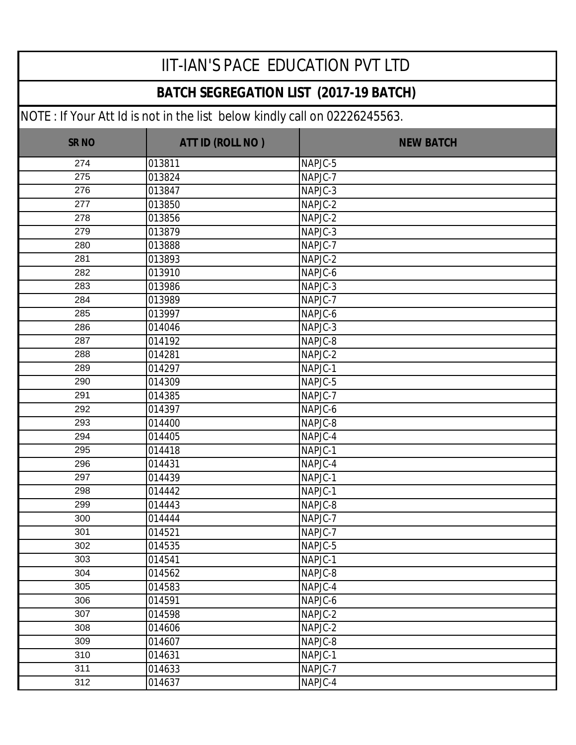# IIT-IAN'S PACE EDUCATION PVT LTD

## BATCH SEGREGATION LIST (2017-19 BATCH)

NOTE : If Your Att Id is not in the list below kindly call on 02226245563.

| SR NO | ATT ID (ROLL NO ) | NEW BATCH |
|---|---|---|
| 274 | 013811 | NAPJC-5 |
| 275 | 013824 | NAPJC-7 |
| 276 | 013847 | NAPJC-3 |
| 277 | 013850 | NAPJC-2 |
| 278 | 013856 | NAPJC-2 |
| 279 | 013879 | NAPJC-3 |
| 280 | 013888 | NAPJC-7 |
| 281 | 013893 | NAPJC-2 |
| 282 | 013910 | NAPJC-6 |
| 283 | 013986 | NAPJC-3 |
| 284 | 013989 | NAPJC-7 |
| 285 | 013997 | NAPJC-6 |
| 286 | 014046 | NAPJC-3 |
| 287 | 014192 | NAPJC-8 |
| 288 | 014281 | NAPJC-2 |
| 289 | 014297 | NAPJC-1 |
| 290 | 014309 | NAPJC-5 |
| 291 | 014385 | NAPJC-7 |
| 292 | 014397 | NAPJC-6 |
| 293 | 014400 | NAPJC-8 |
| 294 | 014405 | NAPJC-4 |
| 295 | 014418 | NAPJC-1 |
| 296 | 014431 | NAPJC-4 |
| 297 | 014439 | NAPJC-1 |
| 298 | 014442 | NAPJC-1 |
| 299 | 014443 | NAPJC-8 |
| 300 | 014444 | NAPJC-7 |
| 301 | 014521 | NAPJC-7 |
| 302 | 014535 | NAPJC-5 |
| 303 | 014541 | NAPJC-1 |
| 304 | 014562 | NAPJC-8 |
| 305 | 014583 | NAPJC-4 |
| 306 | 014591 | NAPJC-6 |
| 307 | 014598 | NAPJC-2 |
| 308 | 014606 | NAPJC-2 |
| 309 | 014607 | NAPJC-8 |
| 310 | 014631 | NAPJC-1 |
| 311 | 014633 | NAPJC-7 |
| 312 | 014637 | NAPJC-4 |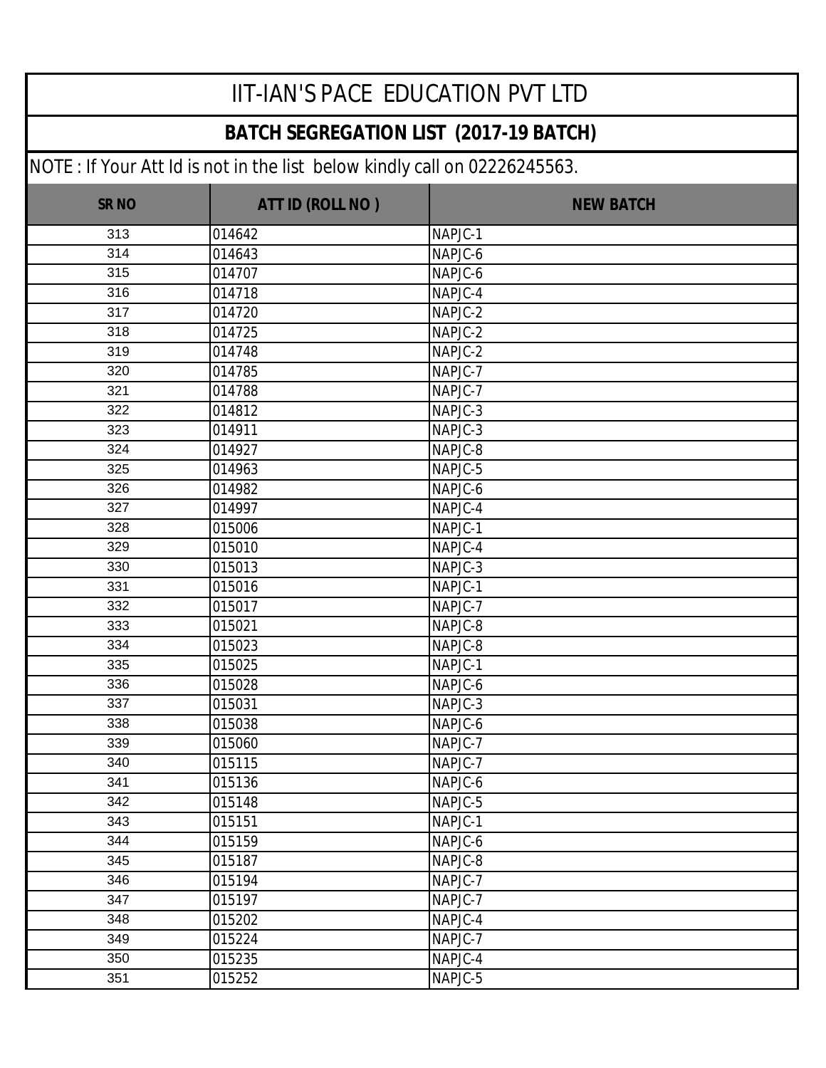# IIT-IAN'S PACE EDUCATION PVT LTD

## BATCH SEGREGATION LIST (2017-19 BATCH)

NOTE : If Your Att Id is not in the list below kindly call on 02226245563.

| SR NO | ATT ID (ROLL NO ) | NEW BATCH |
|---|---|---|
| 313 | 014642 | NAPJC-1 |
| 314 | 014643 | NAPJC-6 |
| 315 | 014707 | NAPJC-6 |
| 316 | 014718 | NAPJC-4 |
| 317 | 014720 | NAPJC-2 |
| 318 | 014725 | NAPJC-2 |
| 319 | 014748 | NAPJC-2 |
| 320 | 014785 | NAPJC-7 |
| 321 | 014788 | NAPJC-7 |
| 322 | 014812 | NAPJC-3 |
| 323 | 014911 | NAPJC-3 |
| 324 | 014927 | NAPJC-8 |
| 325 | 014963 | NAPJC-5 |
| 326 | 014982 | NAPJC-6 |
| 327 | 014997 | NAPJC-4 |
| 328 | 015006 | NAPJC-1 |
| 329 | 015010 | NAPJC-4 |
| 330 | 015013 | NAPJC-3 |
| 331 | 015016 | NAPJC-1 |
| 332 | 015017 | NAPJC-7 |
| 333 | 015021 | NAPJC-8 |
| 334 | 015023 | NAPJC-8 |
| 335 | 015025 | NAPJC-1 |
| 336 | 015028 | NAPJC-6 |
| 337 | 015031 | NAPJC-3 |
| 338 | 015038 | NAPJC-6 |
| 339 | 015060 | NAPJC-7 |
| 340 | 015115 | NAPJC-7 |
| 341 | 015136 | NAPJC-6 |
| 342 | 015148 | NAPJC-5 |
| 343 | 015151 | NAPJC-1 |
| 344 | 015159 | NAPJC-6 |
| 345 | 015187 | NAPJC-8 |
| 346 | 015194 | NAPJC-7 |
| 347 | 015197 | NAPJC-7 |
| 348 | 015202 | NAPJC-4 |
| 349 | 015224 | NAPJC-7 |
| 350 | 015235 | NAPJC-4 |
| 351 | 015252 | NAPJC-5 |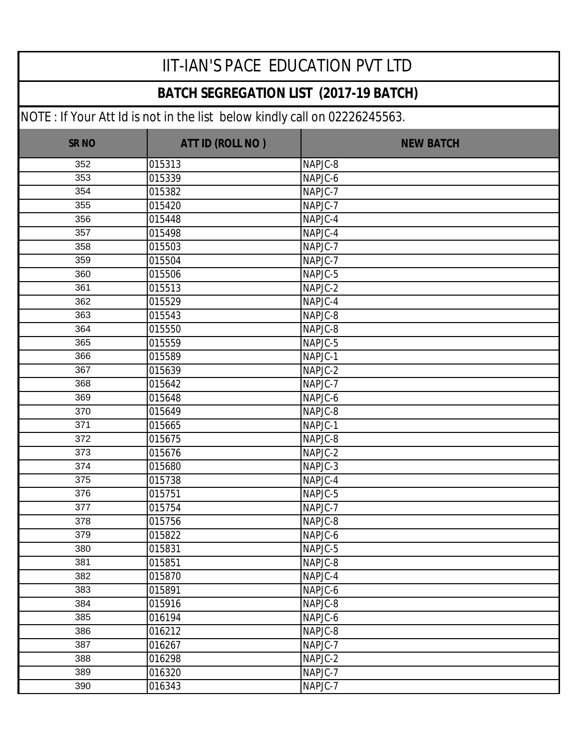# IIT-IAN'S PACE EDUCATION PVT LTD

## BATCH SEGREGATION LIST (2017-19 BATCH)

NOTE : If Your Att Id is not in the list below kindly call on 02226245563.

| SR NO | ATT ID (ROLL NO ) | NEW BATCH |
|---|---|---|
| 352 | 015313 | NAPJC-8 |
| 353 | 015339 | NAPJC-6 |
| 354 | 015382 | NAPJC-7 |
| 355 | 015420 | NAPJC-7 |
| 356 | 015448 | NAPJC-4 |
| 357 | 015498 | NAPJC-4 |
| 358 | 015503 | NAPJC-7 |
| 359 | 015504 | NAPJC-7 |
| 360 | 015506 | NAPJC-5 |
| 361 | 015513 | NAPJC-2 |
| 362 | 015529 | NAPJC-4 |
| 363 | 015543 | NAPJC-8 |
| 364 | 015550 | NAPJC-8 |
| 365 | 015559 | NAPJC-5 |
| 366 | 015589 | NAPJC-1 |
| 367 | 015639 | NAPJC-2 |
| 368 | 015642 | NAPJC-7 |
| 369 | 015648 | NAPJC-6 |
| 370 | 015649 | NAPJC-8 |
| 371 | 015665 | NAPJC-1 |
| 372 | 015675 | NAPJC-8 |
| 373 | 015676 | NAPJC-2 |
| 374 | 015680 | NAPJC-3 |
| 375 | 015738 | NAPJC-4 |
| 376 | 015751 | NAPJC-5 |
| 377 | 015754 | NAPJC-7 |
| 378 | 015756 | NAPJC-8 |
| 379 | 015822 | NAPJC-6 |
| 380 | 015831 | NAPJC-5 |
| 381 | 015851 | NAPJC-8 |
| 382 | 015870 | NAPJC-4 |
| 383 | 015891 | NAPJC-6 |
| 384 | 015916 | NAPJC-8 |
| 385 | 016194 | NAPJC-6 |
| 386 | 016212 | NAPJC-8 |
| 387 | 016267 | NAPJC-7 |
| 388 | 016298 | NAPJC-2 |
| 389 | 016320 | NAPJC-7 |
| 390 | 016343 | NAPJC-7 |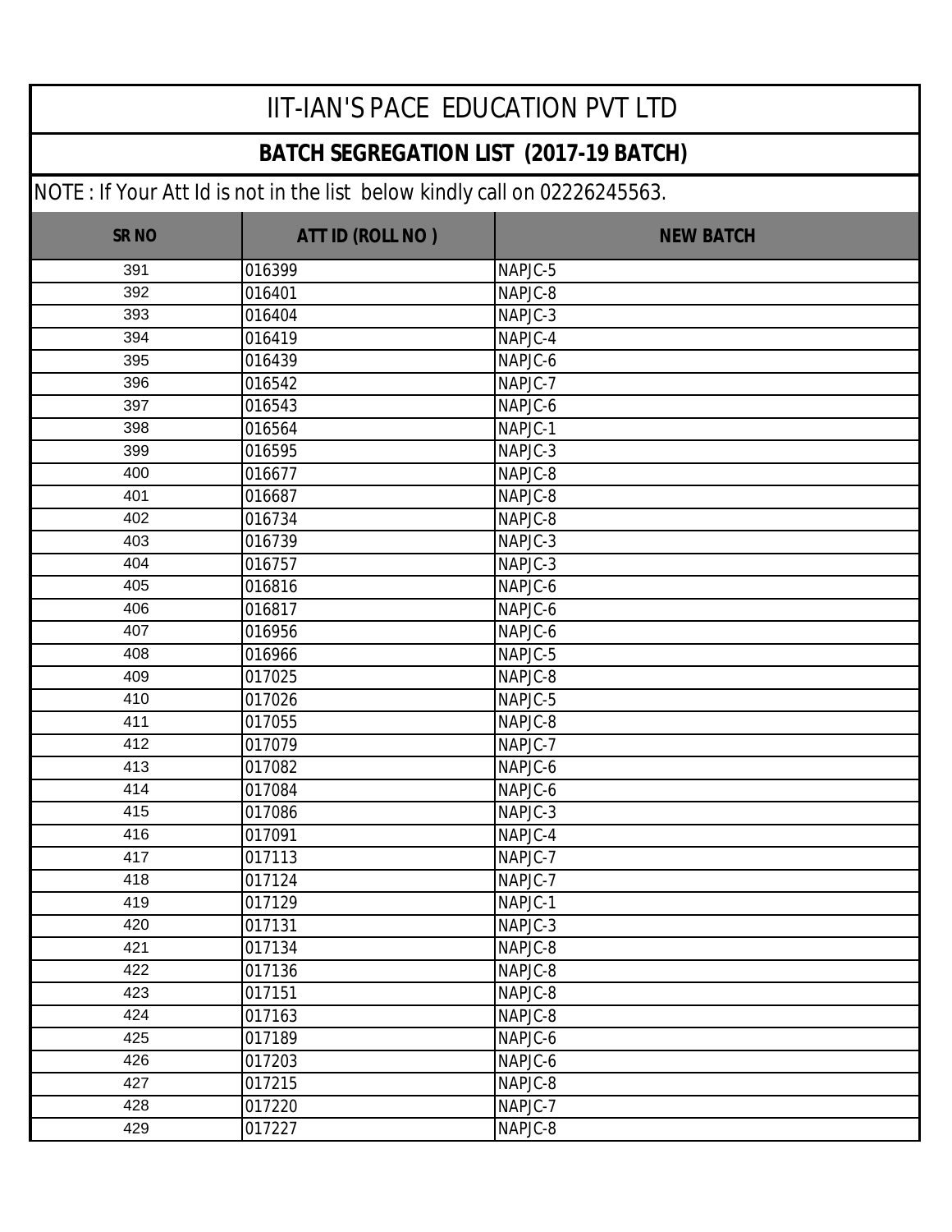# IIT-IAN'S PACE EDUCATION PVT LTD

## BATCH SEGREGATION LIST (2017-19 BATCH)

NOTE : If Your Att Id is not in the list below kindly call on 02226245563.

| SR NO | ATT ID (ROLL NO ) | NEW BATCH |
|---|---|---|
| 391 | 016399 | NAPJC-5 |
| 392 | 016401 | NAPJC-8 |
| 393 | 016404 | NAPJC-3 |
| 394 | 016419 | NAPJC-4 |
| 395 | 016439 | NAPJC-6 |
| 396 | 016542 | NAPJC-7 |
| 397 | 016543 | NAPJC-6 |
| 398 | 016564 | NAPJC-1 |
| 399 | 016595 | NAPJC-3 |
| 400 | 016677 | NAPJC-8 |
| 401 | 016687 | NAPJC-8 |
| 402 | 016734 | NAPJC-8 |
| 403 | 016739 | NAPJC-3 |
| 404 | 016757 | NAPJC-3 |
| 405 | 016816 | NAPJC-6 |
| 406 | 016817 | NAPJC-6 |
| 407 | 016956 | NAPJC-6 |
| 408 | 016966 | NAPJC-5 |
| 409 | 017025 | NAPJC-8 |
| 410 | 017026 | NAPJC-5 |
| 411 | 017055 | NAPJC-8 |
| 412 | 017079 | NAPJC-7 |
| 413 | 017082 | NAPJC-6 |
| 414 | 017084 | NAPJC-6 |
| 415 | 017086 | NAPJC-3 |
| 416 | 017091 | NAPJC-4 |
| 417 | 017113 | NAPJC-7 |
| 418 | 017124 | NAPJC-7 |
| 419 | 017129 | NAPJC-1 |
| 420 | 017131 | NAPJC-3 |
| 421 | 017134 | NAPJC-8 |
| 422 | 017136 | NAPJC-8 |
| 423 | 017151 | NAPJC-8 |
| 424 | 017163 | NAPJC-8 |
| 425 | 017189 | NAPJC-6 |
| 426 | 017203 | NAPJC-6 |
| 427 | 017215 | NAPJC-8 |
| 428 | 017220 | NAPJC-7 |
| 429 | 017227 | NAPJC-8 |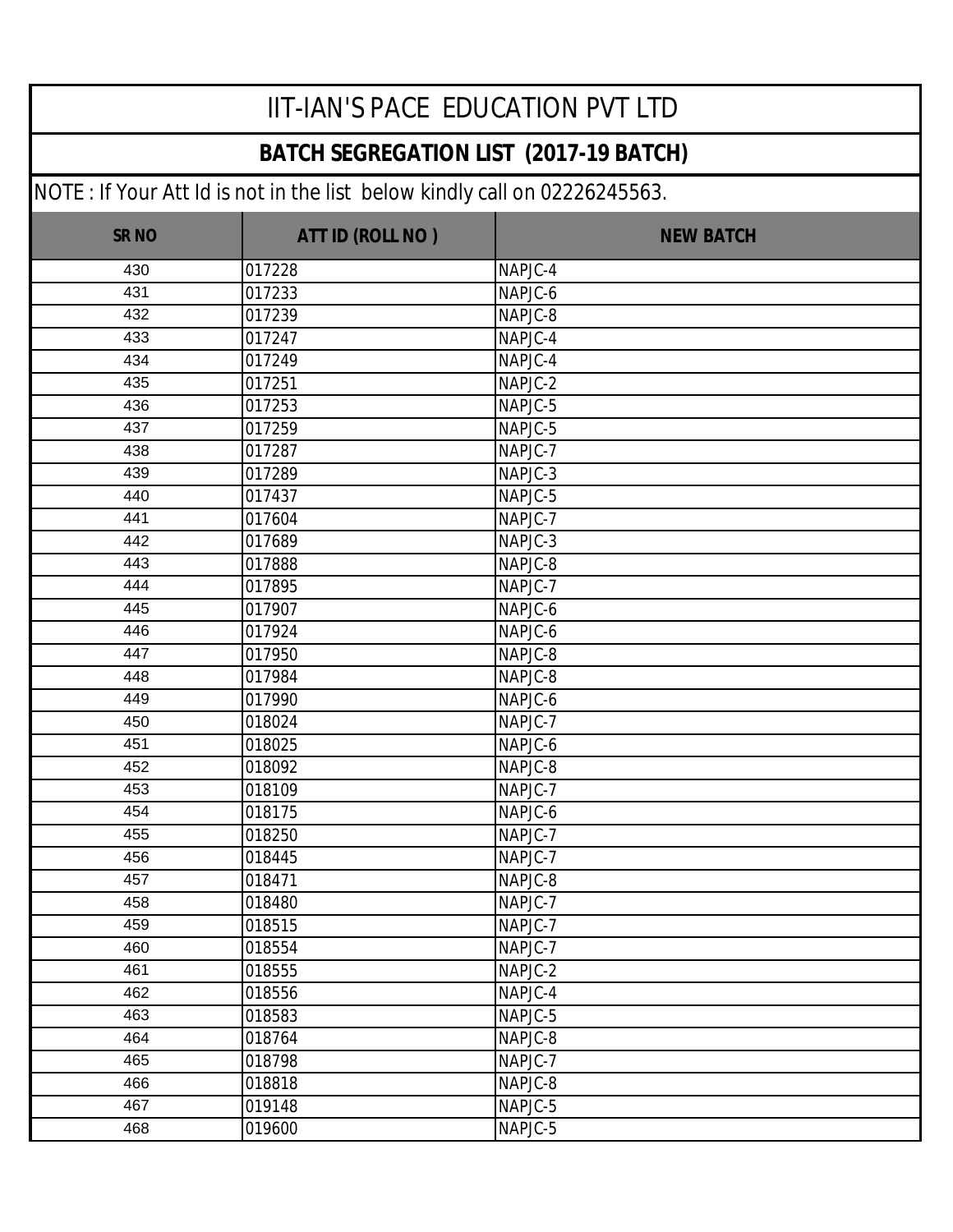# IIT-IAN'S PACE EDUCATION PVT LTD

## BATCH SEGREGATION LIST (2017-19 BATCH)

NOTE : If Your Att Id is not in the list below kindly call on 02226245563.

| SR NO | ATT ID (ROLL NO ) | NEW BATCH |
|---|---|---|
| 430 | 017228 | NAPJC-4 |
| 431 | 017233 | NAPJC-6 |
| 432 | 017239 | NAPJC-8 |
| 433 | 017247 | NAPJC-4 |
| 434 | 017249 | NAPJC-4 |
| 435 | 017251 | NAPJC-2 |
| 436 | 017253 | NAPJC-5 |
| 437 | 017259 | NAPJC-5 |
| 438 | 017287 | NAPJC-7 |
| 439 | 017289 | NAPJC-3 |
| 440 | 017437 | NAPJC-5 |
| 441 | 017604 | NAPJC-7 |
| 442 | 017689 | NAPJC-3 |
| 443 | 017888 | NAPJC-8 |
| 444 | 017895 | NAPJC-7 |
| 445 | 017907 | NAPJC-6 |
| 446 | 017924 | NAPJC-6 |
| 447 | 017950 | NAPJC-8 |
| 448 | 017984 | NAPJC-8 |
| 449 | 017990 | NAPJC-6 |
| 450 | 018024 | NAPJC-7 |
| 451 | 018025 | NAPJC-6 |
| 452 | 018092 | NAPJC-8 |
| 453 | 018109 | NAPJC-7 |
| 454 | 018175 | NAPJC-6 |
| 455 | 018250 | NAPJC-7 |
| 456 | 018445 | NAPJC-7 |
| 457 | 018471 | NAPJC-8 |
| 458 | 018480 | NAPJC-7 |
| 459 | 018515 | NAPJC-7 |
| 460 | 018554 | NAPJC-7 |
| 461 | 018555 | NAPJC-2 |
| 462 | 018556 | NAPJC-4 |
| 463 | 018583 | NAPJC-5 |
| 464 | 018764 | NAPJC-8 |
| 465 | 018798 | NAPJC-7 |
| 466 | 018818 | NAPJC-8 |
| 467 | 019148 | NAPJC-5 |
| 468 | 019600 | NAPJC-5 |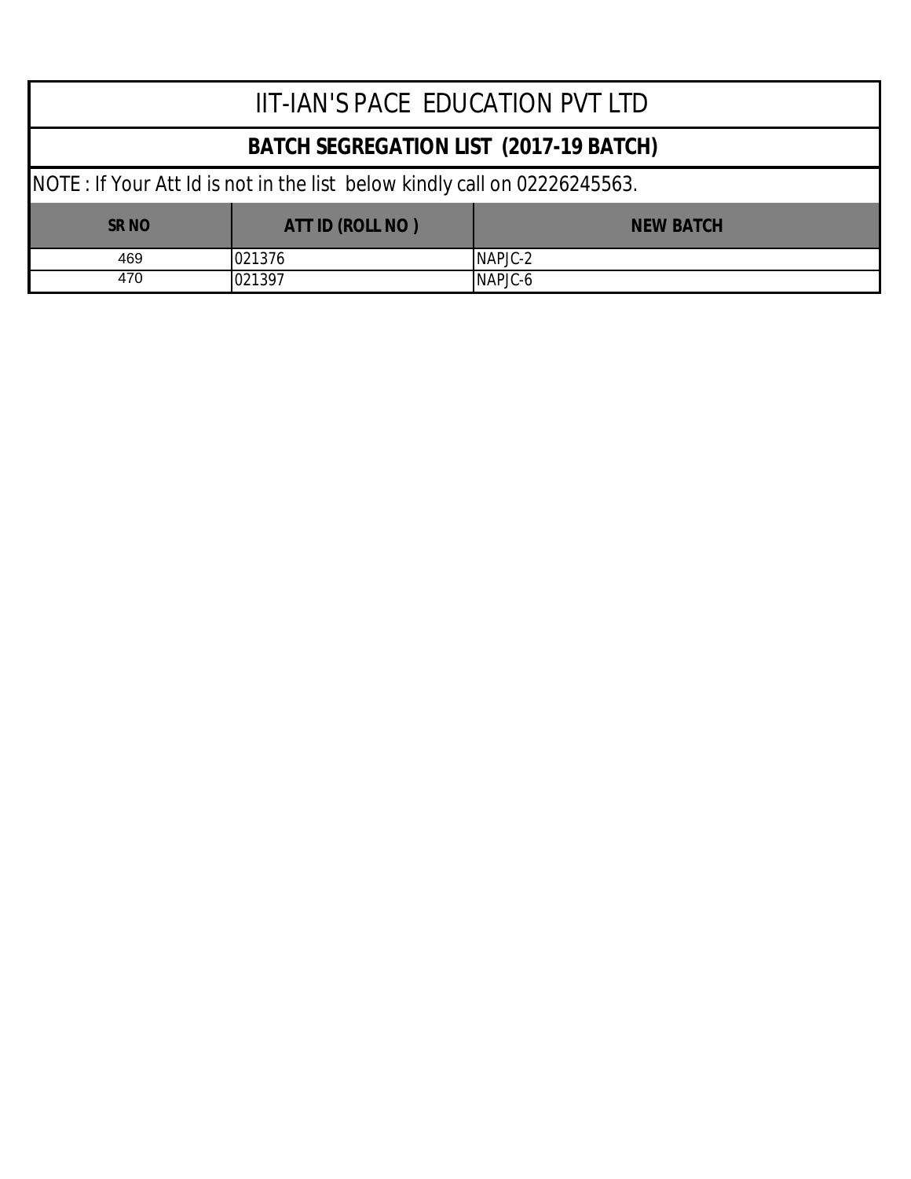# IIT-IAN'S PACE EDUCATION PVT LTD

## BATCH SEGREGATION LIST (2017-19 BATCH)

NOTE : If Your Att Id is not in the list below kindly call on 02226245563.

| SR NO | ATT ID (ROLL NO ) | NEW BATCH |
|---|---|---|
| 469 | 021376 | NAPJC-2 |
| 470 | 021397 | NAPJC-6 |